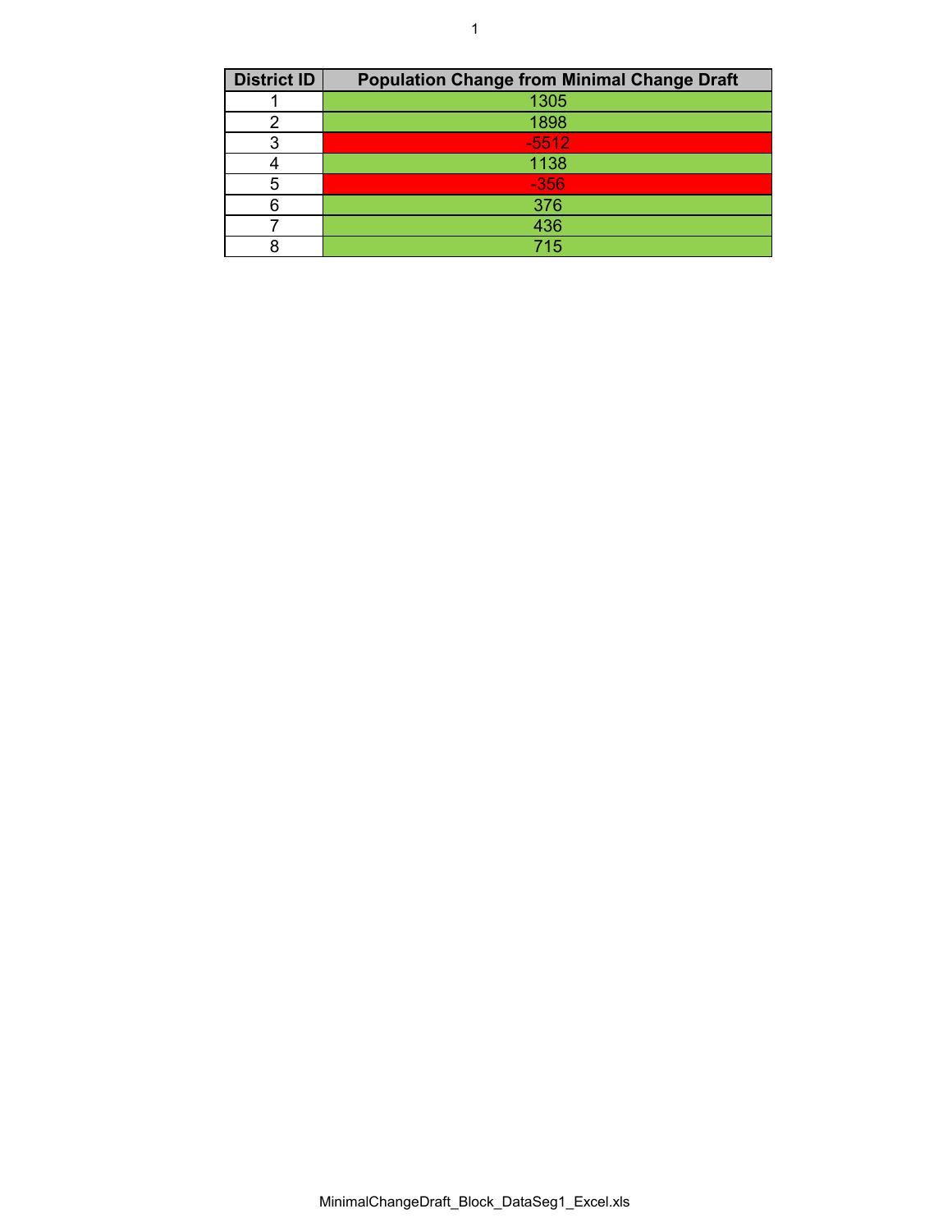| District ID | Population Change from Minimal Change Draft |
|---|---|
| 1 | 1305 |
| 2 | 1898 |
| 3 | -5512 |
| 4 | 1138 |
| 5 | -356 |
| 6 | 376 |
| 7 | 436 |
| 8 | 715 |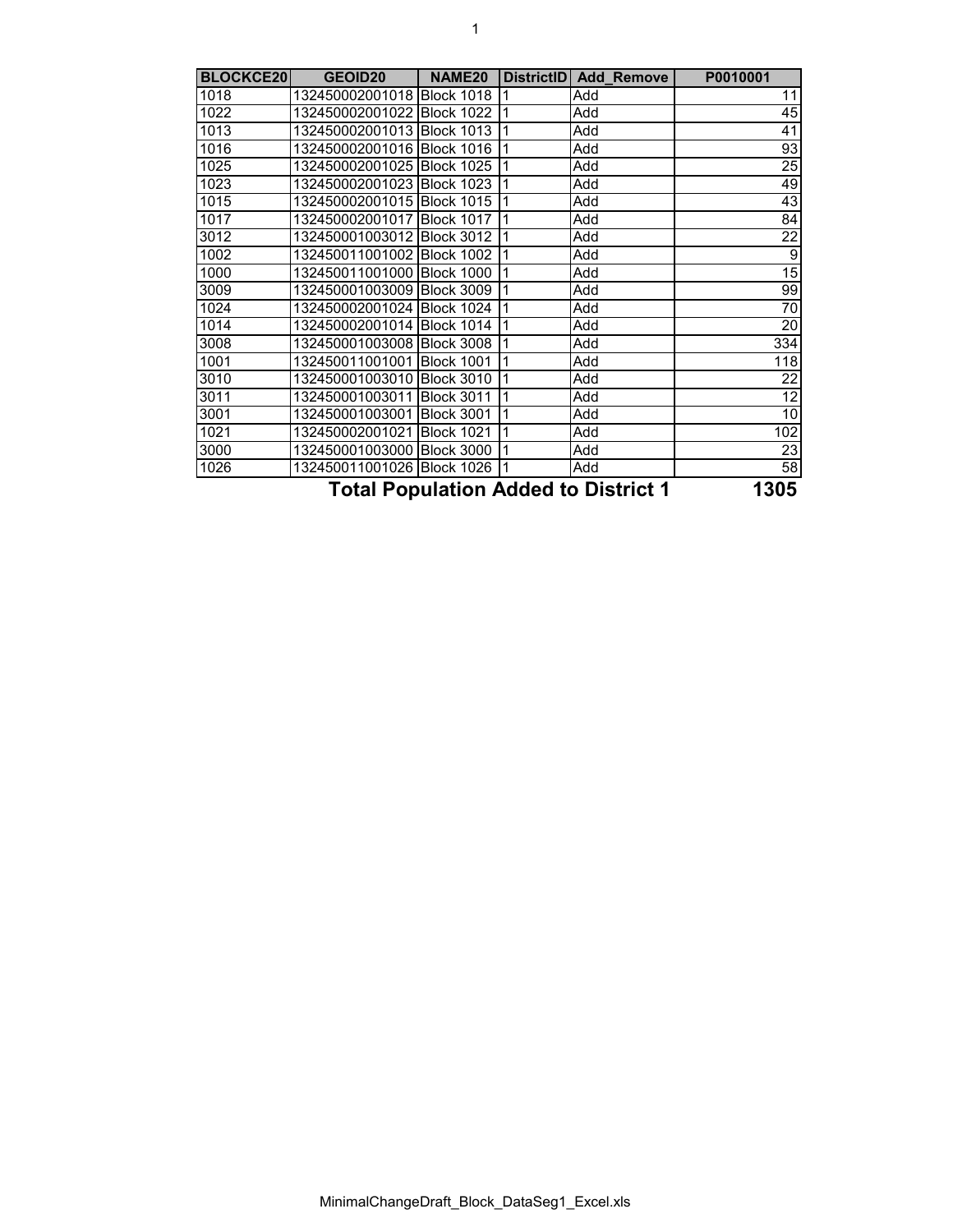| BLOCKCE20 | GEOID20 | NAME20 | DistrictID | Add_Remove | P0010001 |
|---|---|---|---|---|---|
| 1018 | 132450002001018 | Block 1018 | 1 | Add | 11 |
| 1022 | 132450002001022 | Block 1022 | 1 | Add | 45 |
| 1013 | 132450002001013 | Block 1013 | 1 | Add | 41 |
| 1016 | 132450002001016 | Block 1016 | 1 | Add | 93 |
| 1025 | 132450002001025 | Block 1025 | 1 | Add | 25 |
| 1023 | 132450002001023 | Block 1023 | 1 | Add | 49 |
| 1015 | 132450002001015 | Block 1015 | 1 | Add | 43 |
| 1017 | 132450002001017 | Block 1017 | 1 | Add | 84 |
| 3012 | 132450001003012 | Block 3012 | 1 | Add | 22 |
| 1002 | 132450011001002 | Block 1002 | 1 | Add | 9 |
| 1000 | 132450011001000 | Block 1000 | 1 | Add | 15 |
| 3009 | 132450001003009 | Block 3009 | 1 | Add | 99 |
| 1024 | 132450002001024 | Block 1024 | 1 | Add | 70 |
| 1014 | 132450002001014 | Block 1014 | 1 | Add | 20 |
| 3008 | 132450001003008 | Block 3008 | 1 | Add | 334 |
| 1001 | 132450011001001 | Block 1001 | 1 | Add | 118 |
| 3010 | 132450001003010 | Block 3010 | 1 | Add | 22 |
| 3011 | 132450001003011 | Block 3011 | 1 | Add | 12 |
| 3001 | 132450001003001 | Block 3001 | 1 | Add | 10 |
| 1021 | 132450002001021 | Block 1021 | 1 | Add | 102 |
| 3000 | 132450001003000 | Block 3000 | 1 | Add | 23 |
| 1026 | 132450011001026 | Block 1026 | 1 | Add | 58 |
| | | **Total Population Added to District 1** | | | **1305** |

MinimalChangeDraft_Block_DataSeg1_Excel.xls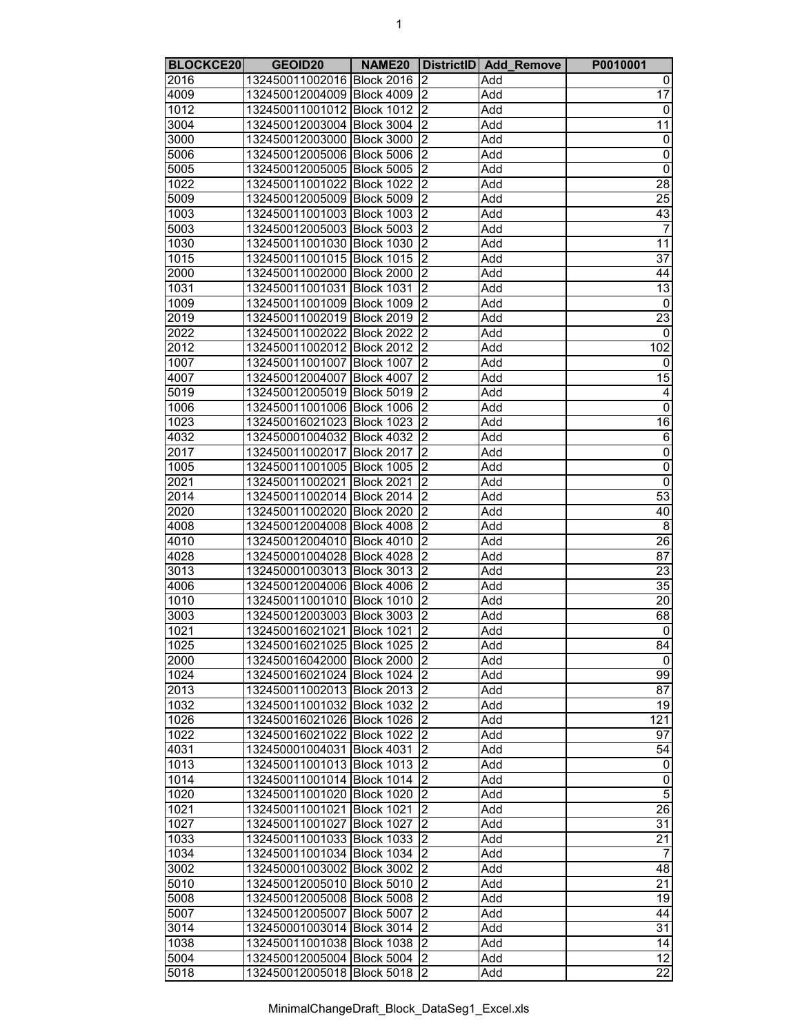| BLOCKCE20 | GEOID20 | NAME20 | DistrictID | Add_Remove | P0010001 |
|---|---|---|---|---|---|
| 2016 | 132450011002016 | Block 2016 | 2 | Add | 0 |
| 4009 | 132450012004009 | Block 4009 | 2 | Add | 17 |
| 1012 | 132450011001012 | Block 1012 | 2 | Add | 0 |
| 3004 | 132450012003004 | Block 3004 | 2 | Add | 11 |
| 3000 | 132450012003000 | Block 3000 | 2 | Add | 0 |
| 5006 | 132450012005006 | Block 5006 | 2 | Add | 0 |
| 5005 | 132450012005005 | Block 5005 | 2 | Add | 0 |
| 1022 | 132450011001022 | Block 1022 | 2 | Add | 28 |
| 5009 | 132450012005009 | Block 5009 | 2 | Add | 25 |
| 1003 | 132450011001003 | Block 1003 | 2 | Add | 43 |
| 5003 | 132450012005003 | Block 5003 | 2 | Add | 7 |
| 1030 | 132450011001030 | Block 1030 | 2 | Add | 11 |
| 1015 | 132450011001015 | Block 1015 | 2 | Add | 37 |
| 2000 | 132450011002000 | Block 2000 | 2 | Add | 44 |
| 1031 | 132450011001031 | Block 1031 | 2 | Add | 13 |
| 1009 | 132450011001009 | Block 1009 | 2 | Add | 0 |
| 2019 | 132450011002019 | Block 2019 | 2 | Add | 23 |
| 2022 | 132450011002022 | Block 2022 | 2 | Add | 0 |
| 2012 | 132450011002012 | Block 2012 | 2 | Add | 102 |
| 1007 | 132450011001007 | Block 1007 | 2 | Add | 0 |
| 4007 | 132450012004007 | Block 4007 | 2 | Add | 15 |
| 5019 | 132450012005019 | Block 5019 | 2 | Add | 4 |
| 1006 | 132450011001006 | Block 1006 | 2 | Add | 0 |
| 1023 | 132450016021023 | Block 1023 | 2 | Add | 16 |
| 4032 | 132450001004032 | Block 4032 | 2 | Add | 6 |
| 2017 | 132450011002017 | Block 2017 | 2 | Add | 0 |
| 1005 | 132450011001005 | Block 1005 | 2 | Add | 0 |
| 2021 | 132450011002021 | Block 2021 | 2 | Add | 0 |
| 2014 | 132450011002014 | Block 2014 | 2 | Add | 53 |
| 2020 | 132450011002020 | Block 2020 | 2 | Add | 40 |
| 4008 | 132450012004008 | Block 4008 | 2 | Add | 8 |
| 4010 | 132450012004010 | Block 4010 | 2 | Add | 26 |
| 4028 | 132450001004028 | Block 4028 | 2 | Add | 87 |
| 3013 | 132450001003013 | Block 3013 | 2 | Add | 23 |
| 4006 | 132450012004006 | Block 4006 | 2 | Add | 35 |
| 1010 | 132450011001010 | Block 1010 | 2 | Add | 20 |
| 3003 | 132450012003003 | Block 3003 | 2 | Add | 68 |
| 1021 | 132450016021021 | Block 1021 | 2 | Add | 0 |
| 1025 | 132450016021025 | Block 1025 | 2 | Add | 84 |
| 2000 | 132450016042000 | Block 2000 | 2 | Add | 0 |
| 1024 | 132450016021024 | Block 1024 | 2 | Add | 99 |
| 2013 | 132450011002013 | Block 2013 | 2 | Add | 87 |
| 1032 | 132450011001032 | Block 1032 | 2 | Add | 19 |
| 1026 | 132450016021026 | Block 1026 | 2 | Add | 121 |
| 1022 | 132450016021022 | Block 1022 | 2 | Add | 97 |
| 4031 | 132450001004031 | Block 4031 | 2 | Add | 54 |
| 1013 | 132450011001013 | Block 1013 | 2 | Add | 0 |
| 1014 | 132450011001014 | Block 1014 | 2 | Add | 0 |
| 1020 | 132450011001020 | Block 1020 | 2 | Add | 5 |
| 1021 | 132450011001021 | Block 1021 | 2 | Add | 26 |
| 1027 | 132450011001027 | Block 1027 | 2 | Add | 31 |
| 1033 | 132450011001033 | Block 1033 | 2 | Add | 21 |
| 1034 | 132450011001034 | Block 1034 | 2 | Add | 7 |
| 3002 | 132450001003002 | Block 3002 | 2 | Add | 48 |
| 5010 | 132450012005010 | Block 5010 | 2 | Add | 21 |
| 5008 | 132450012005008 | Block 5008 | 2 | Add | 19 |
| 5007 | 132450012005007 | Block 5007 | 2 | Add | 44 |
| 3014 | 132450001003014 | Block 3014 | 2 | Add | 31 |
| 1038 | 132450011001038 | Block 1038 | 2 | Add | 14 |
| 5004 | 132450012005004 | Block 5004 | 2 | Add | 12 |
| 5018 | 132450012005018 | Block 5018 | 2 | Add | 22 |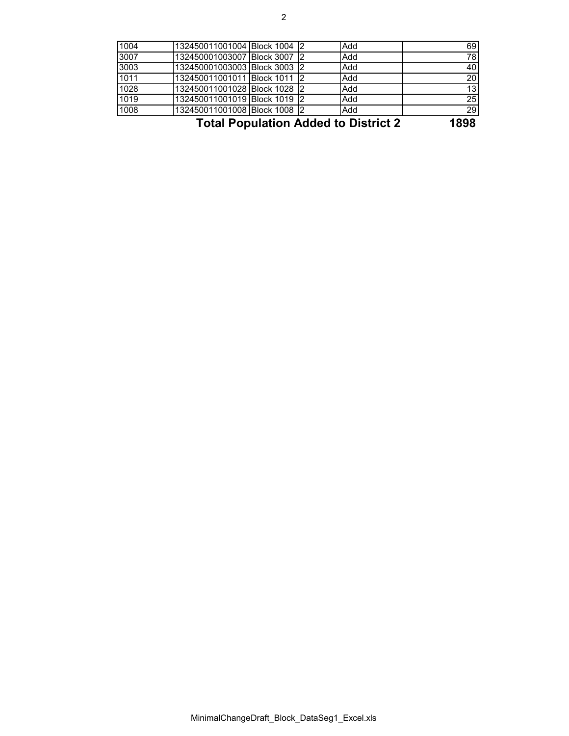| | | | | | |
|---|---|---|---|---|---|
| 1004 | 132450011001004 | Block 1004 | 2 | Add | 69 |
| 3007 | 132450001003007 | Block 3007 | 2 | Add | 78 |
| 3003 | 132450001003003 | Block 3003 | 2 | Add | 40 |
| 1011 | 132450011001011 | Block 1011 | 2 | Add | 20 |
| 1028 | 132450011001028 | Block 1028 | 2 | Add | 13 |
| 1019 | 132450011001019 | Block 1019 | 2 | Add | 25 |
| 1008 | 132450011001008 | Block 1008 | 2 | Add | 29 |
| | | | | **Total Population Added to District 2** | **1898** |

MinimalChangeDraft_Block_DataSeg1_Excel.xls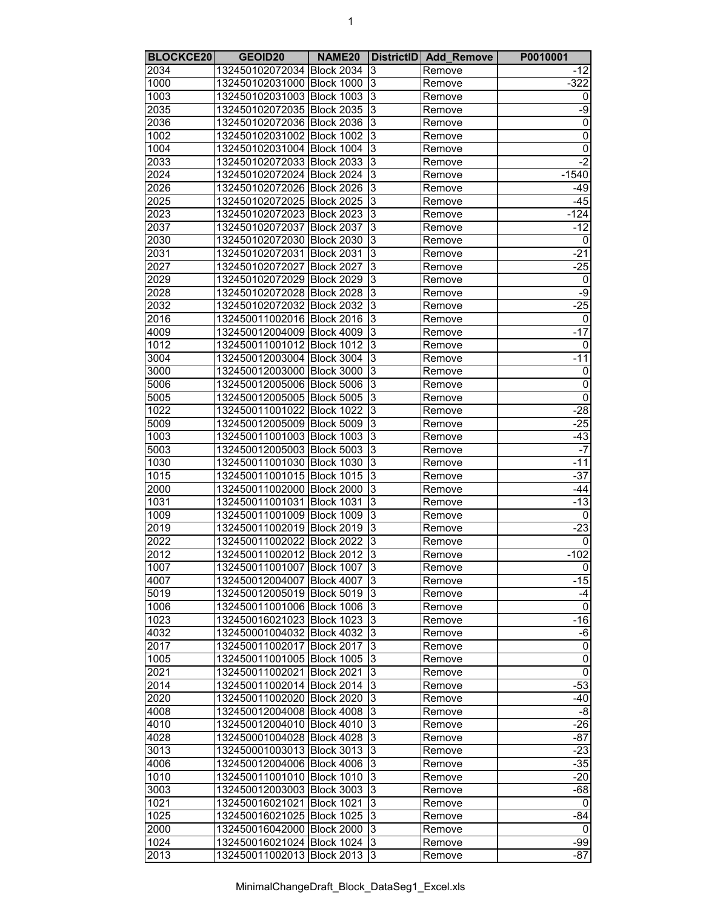| BLOCKCE20 | GEOID20 | NAME20 | DistrictID | Add_Remove | P0010001 |
|---|---|---|---|---|---|
| 2034 | 132450102072034 | Block 2034 | 3 | Remove | -12 |
| 1000 | 132450102031000 | Block 1000 | 3 | Remove | -322 |
| 1003 | 132450102031003 | Block 1003 | 3 | Remove | 0 |
| 2035 | 132450102072035 | Block 2035 | 3 | Remove | -9 |
| 2036 | 132450102072036 | Block 2036 | 3 | Remove | 0 |
| 1002 | 132450102031002 | Block 1002 | 3 | Remove | 0 |
| 1004 | 132450102031004 | Block 1004 | 3 | Remove | 0 |
| 2033 | 132450102072033 | Block 2033 | 3 | Remove | -2 |
| 2024 | 132450102072024 | Block 2024 | 3 | Remove | -1540 |
| 2026 | 132450102072026 | Block 2026 | 3 | Remove | -49 |
| 2025 | 132450102072025 | Block 2025 | 3 | Remove | -45 |
| 2023 | 132450102072023 | Block 2023 | 3 | Remove | -124 |
| 2037 | 132450102072037 | Block 2037 | 3 | Remove | -12 |
| 2030 | 132450102072030 | Block 2030 | 3 | Remove | 0 |
| 2031 | 132450102072031 | Block 2031 | 3 | Remove | -21 |
| 2027 | 132450102072027 | Block 2027 | 3 | Remove | -25 |
| 2029 | 132450102072029 | Block 2029 | 3 | Remove | 0 |
| 2028 | 132450102072028 | Block 2028 | 3 | Remove | -9 |
| 2032 | 132450102072032 | Block 2032 | 3 | Remove | -25 |
| 2016 | 132450011002016 | Block 2016 | 3 | Remove | 0 |
| 4009 | 132450012004009 | Block 4009 | 3 | Remove | -17 |
| 1012 | 132450011001012 | Block 1012 | 3 | Remove | 0 |
| 3004 | 132450012003004 | Block 3004 | 3 | Remove | -11 |
| 3000 | 132450012003000 | Block 3000 | 3 | Remove | 0 |
| 5006 | 132450012005006 | Block 5006 | 3 | Remove | 0 |
| 5005 | 132450012005005 | Block 5005 | 3 | Remove | 0 |
| 1022 | 132450011001022 | Block 1022 | 3 | Remove | -28 |
| 5009 | 132450012005009 | Block 5009 | 3 | Remove | -25 |
| 1003 | 132450011001003 | Block 1003 | 3 | Remove | -43 |
| 5003 | 132450012005003 | Block 5003 | 3 | Remove | -7 |
| 1030 | 132450011001030 | Block 1030 | 3 | Remove | -11 |
| 1015 | 132450011001015 | Block 1015 | 3 | Remove | -37 |
| 2000 | 132450011002000 | Block 2000 | 3 | Remove | -44 |
| 1031 | 132450011001031 | Block 1031 | 3 | Remove | -13 |
| 1009 | 132450011001009 | Block 1009 | 3 | Remove | 0 |
| 2019 | 132450011002019 | Block 2019 | 3 | Remove | -23 |
| 2022 | 132450011002022 | Block 2022 | 3 | Remove | 0 |
| 2012 | 132450011002012 | Block 2012 | 3 | Remove | -102 |
| 1007 | 132450011001007 | Block 1007 | 3 | Remove | 0 |
| 4007 | 132450012004007 | Block 4007 | 3 | Remove | -15 |
| 5019 | 132450012005019 | Block 5019 | 3 | Remove | -4 |
| 1006 | 132450011001006 | Block 1006 | 3 | Remove | 0 |
| 1023 | 132450016021023 | Block 1023 | 3 | Remove | -16 |
| 4032 | 132450001004032 | Block 4032 | 3 | Remove | -6 |
| 2017 | 132450011002017 | Block 2017 | 3 | Remove | 0 |
| 1005 | 132450011001005 | Block 1005 | 3 | Remove | 0 |
| 2021 | 132450011002021 | Block 2021 | 3 | Remove | 0 |
| 2014 | 132450011002014 | Block 2014 | 3 | Remove | -53 |
| 2020 | 132450011002020 | Block 2020 | 3 | Remove | -40 |
| 4008 | 132450012004008 | Block 4008 | 3 | Remove | -8 |
| 4010 | 132450012004010 | Block 4010 | 3 | Remove | -26 |
| 4028 | 132450001004028 | Block 4028 | 3 | Remove | -87 |
| 3013 | 132450001003013 | Block 3013 | 3 | Remove | -23 |
| 4006 | 132450012004006 | Block 4006 | 3 | Remove | -35 |
| 1010 | 132450011001010 | Block 1010 | 3 | Remove | -20 |
| 3003 | 132450012003003 | Block 3003 | 3 | Remove | -68 |
| 1021 | 132450016021021 | Block 1021 | 3 | Remove | 0 |
| 1025 | 132450016021025 | Block 1025 | 3 | Remove | -84 |
| 2000 | 132450016042000 | Block 2000 | 3 | Remove | 0 |
| 1024 | 132450016021024 | Block 1024 | 3 | Remove | -99 |
| 2013 | 132450011002013 | Block 2013 | 3 | Remove | -87 |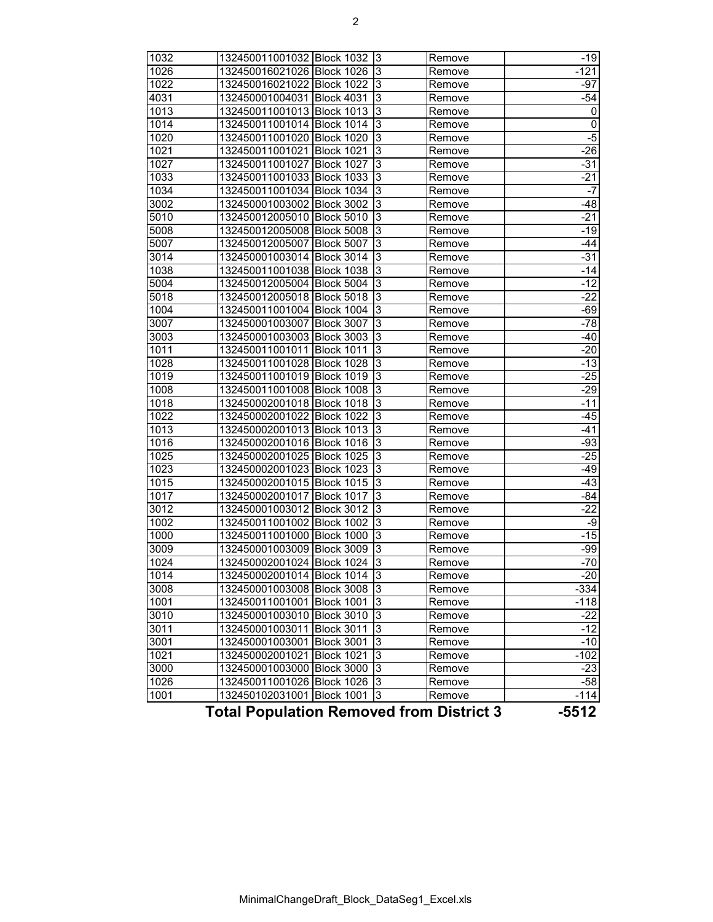| | | | | | |
|---|---|---|---|---|---|
| 1032 | 132450011001032 | Block 1032 | 3 | Remove | -19 |
| 1026 | 132450016021026 | Block 1026 | 3 | Remove | -121 |
| 1022 | 132450016021022 | Block 1022 | 3 | Remove | -97 |
| 4031 | 132450001004031 | Block 4031 | 3 | Remove | -54 |
| 1013 | 132450011001013 | Block 1013 | 3 | Remove | 0 |
| 1014 | 132450011001014 | Block 1014 | 3 | Remove | 0 |
| 1020 | 132450011001020 | Block 1020 | 3 | Remove | -5 |
| 1021 | 132450011001021 | Block 1021 | 3 | Remove | -26 |
| 1027 | 132450011001027 | Block 1027 | 3 | Remove | -31 |
| 1033 | 132450011001033 | Block 1033 | 3 | Remove | -21 |
| 1034 | 132450011001034 | Block 1034 | 3 | Remove | -7 |
| 3002 | 132450001003002 | Block 3002 | 3 | Remove | -48 |
| 5010 | 132450012005010 | Block 5010 | 3 | Remove | -21 |
| 5008 | 132450012005008 | Block 5008 | 3 | Remove | -19 |
| 5007 | 132450012005007 | Block 5007 | 3 | Remove | -44 |
| 3014 | 132450001003014 | Block 3014 | 3 | Remove | -31 |
| 1038 | 132450011001038 | Block 1038 | 3 | Remove | -14 |
| 5004 | 132450012005004 | Block 5004 | 3 | Remove | -12 |
| 5018 | 132450012005018 | Block 5018 | 3 | Remove | -22 |
| 1004 | 132450011001004 | Block 1004 | 3 | Remove | -69 |
| 3007 | 132450001003007 | Block 3007 | 3 | Remove | -78 |
| 3003 | 132450001003003 | Block 3003 | 3 | Remove | -40 |
| 1011 | 132450011001011 | Block 1011 | 3 | Remove | -20 |
| 1028 | 132450011001028 | Block 1028 | 3 | Remove | -13 |
| 1019 | 132450011001019 | Block 1019 | 3 | Remove | -25 |
| 1008 | 132450011001008 | Block 1008 | 3 | Remove | -29 |
| 1018 | 132450002001018 | Block 1018 | 3 | Remove | -11 |
| 1022 | 132450002001022 | Block 1022 | 3 | Remove | -45 |
| 1013 | 132450002001013 | Block 1013 | 3 | Remove | -41 |
| 1016 | 132450002001016 | Block 1016 | 3 | Remove | -93 |
| 1025 | 132450002001025 | Block 1025 | 3 | Remove | -25 |
| 1023 | 132450002001023 | Block 1023 | 3 | Remove | -49 |
| 1015 | 132450002001015 | Block 1015 | 3 | Remove | -43 |
| 1017 | 132450002001017 | Block 1017 | 3 | Remove | -84 |
| 3012 | 132450001003012 | Block 3012 | 3 | Remove | -22 |
| 1002 | 132450011001002 | Block 1002 | 3 | Remove | -9 |
| 1000 | 132450011001000 | Block 1000 | 3 | Remove | -15 |
| 3009 | 132450001003009 | Block 3009 | 3 | Remove | -99 |
| 1024 | 132450002001024 | Block 1024 | 3 | Remove | -70 |
| 1014 | 132450002001014 | Block 1014 | 3 | Remove | -20 |
| 3008 | 132450001003008 | Block 3008 | 3 | Remove | -334 |
| 1001 | 132450011001001 | Block 1001 | 3 | Remove | -118 |
| 3010 | 132450001003010 | Block 3010 | 3 | Remove | -22 |
| 3011 | 132450001003011 | Block 3011 | 3 | Remove | -12 |
| 3001 | 132450001003001 | Block 3001 | 3 | Remove | -10 |
| 1021 | 132450002001021 | Block 1021 | 3 | Remove | -102 |
| 3000 | 132450001003000 | Block 3000 | 3 | Remove | -23 |
| 1026 | 132450011001026 | Block 1026 | 3 | Remove | -58 |
| 1001 | 132450102031001 | Block 1001 | 3 | Remove | -114 |

**Total Population Removed from District 3 -5512**

MinimalChangeDraft_Block_DataSeg1_Excel.xls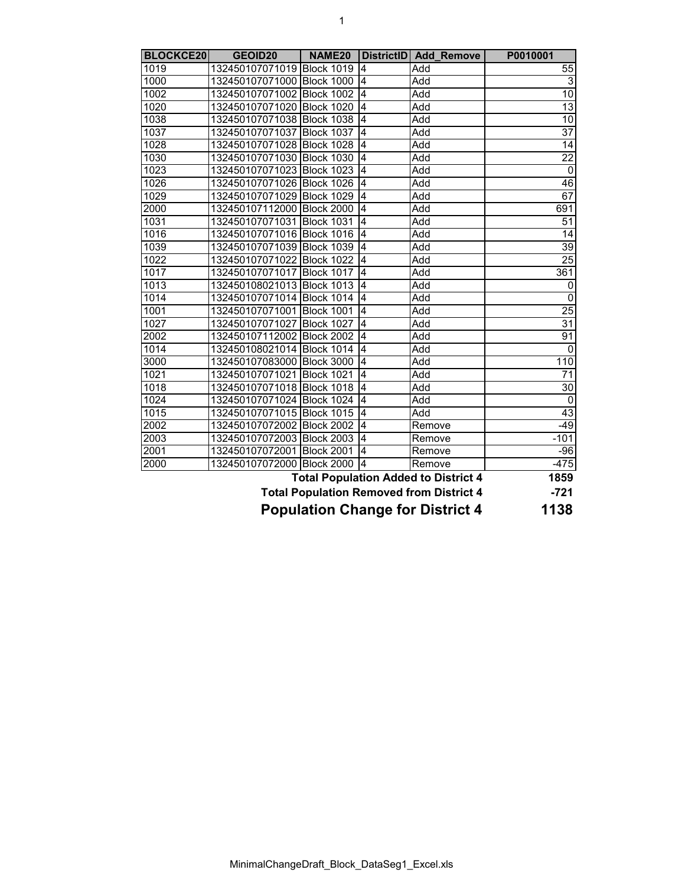| BLOCKCE20 | GEOID20 | NAME20 | DistrictID | Add_Remove | P0010001 |
|---|---|---|---|---|---|
| 1019 | 132450107071019 | Block 1019 | 4 | Add | 55 |
| 1000 | 132450107071000 | Block 1000 | 4 | Add | 3 |
| 1002 | 132450107071002 | Block 1002 | 4 | Add | 10 |
| 1020 | 132450107071020 | Block 1020 | 4 | Add | 13 |
| 1038 | 132450107071038 | Block 1038 | 4 | Add | 10 |
| 1037 | 132450107071037 | Block 1037 | 4 | Add | 37 |
| 1028 | 132450107071028 | Block 1028 | 4 | Add | 14 |
| 1030 | 132450107071030 | Block 1030 | 4 | Add | 22 |
| 1023 | 132450107071023 | Block 1023 | 4 | Add | 0 |
| 1026 | 132450107071026 | Block 1026 | 4 | Add | 46 |
| 1029 | 132450107071029 | Block 1029 | 4 | Add | 67 |
| 2000 | 132450107112000 | Block 2000 | 4 | Add | 691 |
| 1031 | 132450107071031 | Block 1031 | 4 | Add | 51 |
| 1016 | 132450107071016 | Block 1016 | 4 | Add | 14 |
| 1039 | 132450107071039 | Block 1039 | 4 | Add | 39 |
| 1022 | 132450107071022 | Block 1022 | 4 | Add | 25 |
| 1017 | 132450107071017 | Block 1017 | 4 | Add | 361 |
| 1013 | 132450108021013 | Block 1013 | 4 | Add | 0 |
| 1014 | 132450107071014 | Block 1014 | 4 | Add | 0 |
| 1001 | 132450107071001 | Block 1001 | 4 | Add | 25 |
| 1027 | 132450107071027 | Block 1027 | 4 | Add | 31 |
| 2002 | 132450107112002 | Block 2002 | 4 | Add | 91 |
| 1014 | 132450108021014 | Block 1014 | 4 | Add | 0 |
| 3000 | 132450107083000 | Block 3000 | 4 | Add | 110 |
| 1021 | 132450107071021 | Block 1021 | 4 | Add | 71 |
| 1018 | 132450107071018 | Block 1018 | 4 | Add | 30 |
| 1024 | 132450107071024 | Block 1024 | 4 | Add | 0 |
| 1015 | 132450107071015 | Block 1015 | 4 | Add | 43 |
| 2002 | 132450107072002 | Block 2002 | 4 | Remove | -49 |
| 2003 | 132450107072003 | Block 2003 | 4 | Remove | -101 |
| 2001 | 132450107072001 | Block 2001 | 4 | Remove | -96 |
| 2000 | 132450107072000 | Block 2000 | 4 | Remove | -475 |
| | | | | **Total Population Added to District 4** | **1859** |
| | | | | **Total Population Removed from District 4** | **-721** |
| | | | | **Population Change for District 4** | **1138** |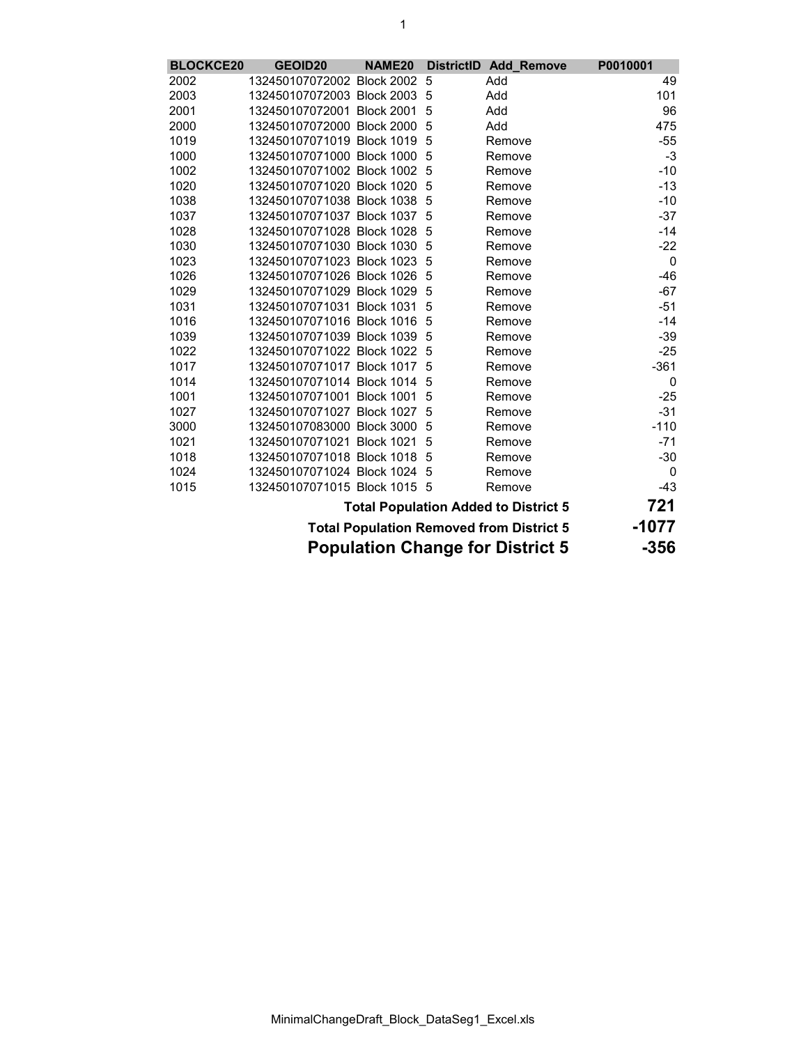| BLOCKCE20 | GEOID20 | NAME20 | DistrictID | Add_Remove | P0010001 |
|---|---|---|---|---|---|
| 2002 | 132450107072002 | Block 2002 | 5 | Add | 49 |
| 2003 | 132450107072003 | Block 2003 | 5 | Add | 101 |
| 2001 | 132450107072001 | Block 2001 | 5 | Add | 96 |
| 2000 | 132450107072000 | Block 2000 | 5 | Add | 475 |
| 1019 | 132450107071019 | Block 1019 | 5 | Remove | -55 |
| 1000 | 132450107071000 | Block 1000 | 5 | Remove | -3 |
| 1002 | 132450107071002 | Block 1002 | 5 | Remove | -10 |
| 1020 | 132450107071020 | Block 1020 | 5 | Remove | -13 |
| 1038 | 132450107071038 | Block 1038 | 5 | Remove | -10 |
| 1037 | 132450107071037 | Block 1037 | 5 | Remove | -37 |
| 1028 | 132450107071028 | Block 1028 | 5 | Remove | -14 |
| 1030 | 132450107071030 | Block 1030 | 5 | Remove | -22 |
| 1023 | 132450107071023 | Block 1023 | 5 | Remove | 0 |
| 1026 | 132450107071026 | Block 1026 | 5 | Remove | -46 |
| 1029 | 132450107071029 | Block 1029 | 5 | Remove | -67 |
| 1031 | 132450107071031 | Block 1031 | 5 | Remove | -51 |
| 1016 | 132450107071016 | Block 1016 | 5 | Remove | -14 |
| 1039 | 132450107071039 | Block 1039 | 5 | Remove | -39 |
| 1022 | 132450107071022 | Block 1022 | 5 | Remove | -25 |
| 1017 | 132450107071017 | Block 1017 | 5 | Remove | -361 |
| 1014 | 132450107071014 | Block 1014 | 5 | Remove | 0 |
| 1001 | 132450107071001 | Block 1001 | 5 | Remove | -25 |
| 1027 | 132450107071027 | Block 1027 | 5 | Remove | -31 |
| 3000 | 132450107083000 | Block 3000 | 5 | Remove | -110 |
| 1021 | 132450107071021 | Block 1021 | 5 | Remove | -71 |
| 1018 | 132450107071018 | Block 1018 | 5 | Remove | -30 |
| 1024 | 132450107071024 | Block 1024 | 5 | Remove | 0 |
| 1015 | 132450107071015 | Block 1015 | 5 | Remove | -43 |

**Total Population Added to District 5** **721**

**Total Population Removed from District 5** **-1077**

**Population Change for District 5** **-356**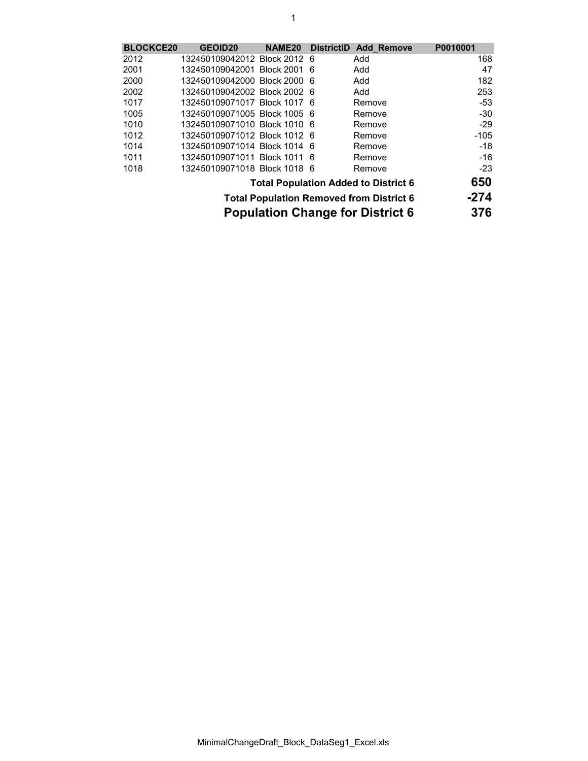| BLOCKCE20 | GEOID20 | NAME20 | DistrictID | Add_Remove | P0010001 |
|---|---|---|---|---|---|
| 2012 | 132450109042012 | Block 2012 | 6 | Add | 168 |
| 2001 | 132450109042001 | Block 2001 | 6 | Add | 47 |
| 2000 | 132450109042000 | Block 2000 | 6 | Add | 182 |
| 2002 | 132450109042002 | Block 2002 | 6 | Add | 253 |
| 1017 | 132450109071017 | Block 1017 | 6 | Remove | -53 |
| 1005 | 132450109071005 | Block 1005 | 6 | Remove | -30 |
| 1010 | 132450109071010 | Block 1010 | 6 | Remove | -29 |
| 1012 | 132450109071012 | Block 1012 | 6 | Remove | -105 |
| 1014 | 132450109071014 | Block 1014 | 6 | Remove | -18 |
| 1011 | 132450109071011 | Block 1011 | 6 | Remove | -16 |
| 1018 | 132450109071018 | Block 1018 | 6 | Remove | -23 |
| | | | | **Total Population Added to District 6** | **650** |
| | | | | **Total Population Removed from District 6** | **-274** |
| | | | | **Population Change for District 6** | **376** |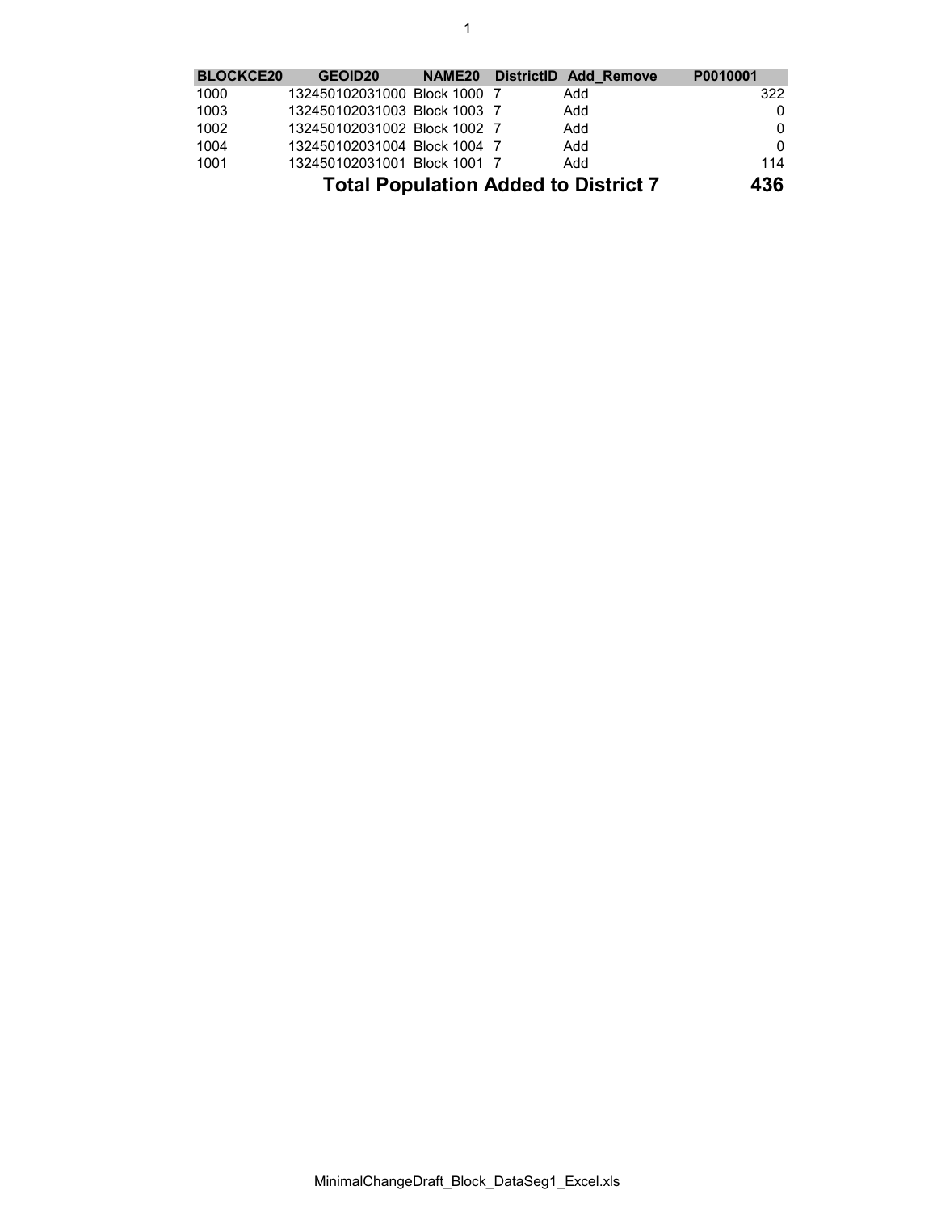| BLOCKCE20 | GEOID20 | NAME20 | DistrictID | Add_Remove | P0010001 |
|---|---|---|---|---|---|
| 1000 | 132450102031000 | Block 1000 | 7 | Add | 322 |
| 1003 | 132450102031003 | Block 1003 | 7 | Add | 0 |
| 1002 | 132450102031002 | Block 1002 | 7 | Add | 0 |
| 1004 | 132450102031004 | Block 1004 | 7 | Add | 0 |
| 1001 | 132450102031001 | Block 1001 | 7 | Add | 114 |
| | | **Total Population Added to District 7** | | | **436** |

MinimalChangeDraft_Block_DataSeg1_Excel.xls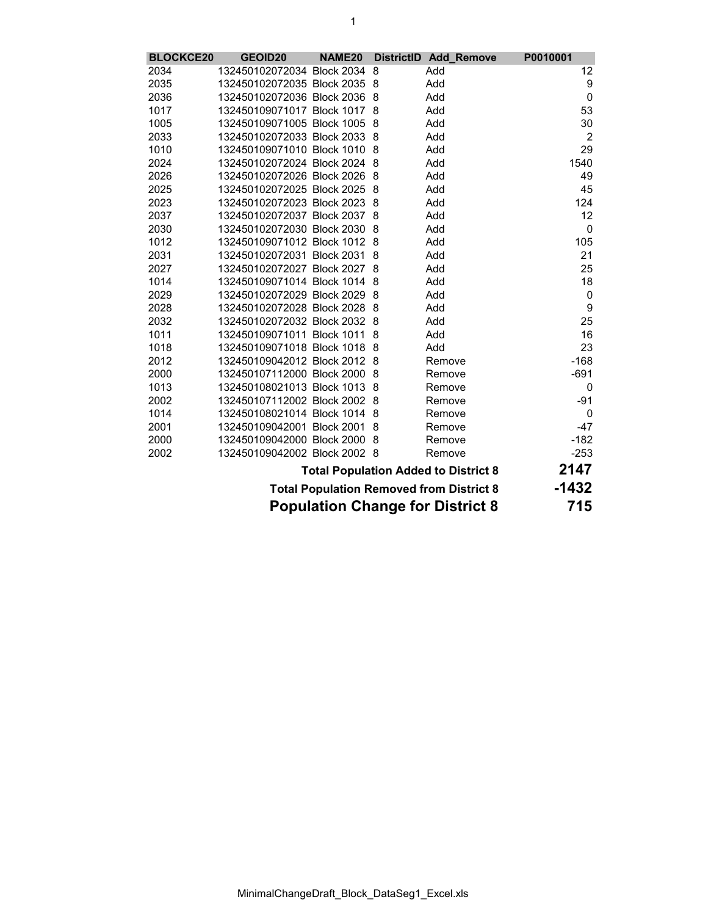| BLOCKCE20 | GEOID20 | NAME20 | DistrictID | Add_Remove | P0010001 |
|---|---|---|---|---|---|
| 2034 | 132450102072034 | Block 2034 | 8 | Add | 12 |
| 2035 | 132450102072035 | Block 2035 | 8 | Add | 9 |
| 2036 | 132450102072036 | Block 2036 | 8 | Add | 0 |
| 1017 | 132450109071017 | Block 1017 | 8 | Add | 53 |
| 1005 | 132450109071005 | Block 1005 | 8 | Add | 30 |
| 2033 | 132450102072033 | Block 2033 | 8 | Add | 2 |
| 1010 | 132450109071010 | Block 1010 | 8 | Add | 29 |
| 2024 | 132450102072024 | Block 2024 | 8 | Add | 1540 |
| 2026 | 132450102072026 | Block 2026 | 8 | Add | 49 |
| 2025 | 132450102072025 | Block 2025 | 8 | Add | 45 |
| 2023 | 132450102072023 | Block 2023 | 8 | Add | 124 |
| 2037 | 132450102072037 | Block 2037 | 8 | Add | 12 |
| 2030 | 132450102072030 | Block 2030 | 8 | Add | 0 |
| 1012 | 132450109071012 | Block 1012 | 8 | Add | 105 |
| 2031 | 132450102072031 | Block 2031 | 8 | Add | 21 |
| 2027 | 132450102072027 | Block 2027 | 8 | Add | 25 |
| 1014 | 132450109071014 | Block 1014 | 8 | Add | 18 |
| 2029 | 132450102072029 | Block 2029 | 8 | Add | 0 |
| 2028 | 132450102072028 | Block 2028 | 8 | Add | 9 |
| 2032 | 132450102072032 | Block 2032 | 8 | Add | 25 |
| 1011 | 132450109071011 | Block 1011 | 8 | Add | 16 |
| 1018 | 132450109071018 | Block 1018 | 8 | Add | 23 |
| 2012 | 132450109042012 | Block 2012 | 8 | Remove | -168 |
| 2000 | 132450107112000 | Block 2000 | 8 | Remove | -691 |
| 1013 | 132450108021013 | Block 1013 | 8 | Remove | 0 |
| 2002 | 132450107112002 | Block 2002 | 8 | Remove | -91 |
| 1014 | 132450108021014 | Block 1014 | 8 | Remove | 0 |
| 2001 | 132450109042001 | Block 2001 | 8 | Remove | -47 |
| 2000 | 132450109042000 | Block 2000 | 8 | Remove | -182 |
| 2002 | 132450109042002 | Block 2002 | 8 | Remove | -253 |
| | | | | **Total Population Added to District 8** | **2147** |
| | | | | **Total Population Removed from District 8** | **-1432** |
| | | | | **Population Change for District 8** | **715** |

MinimalChangeDraft_Block_DataSeg1_Excel.xls